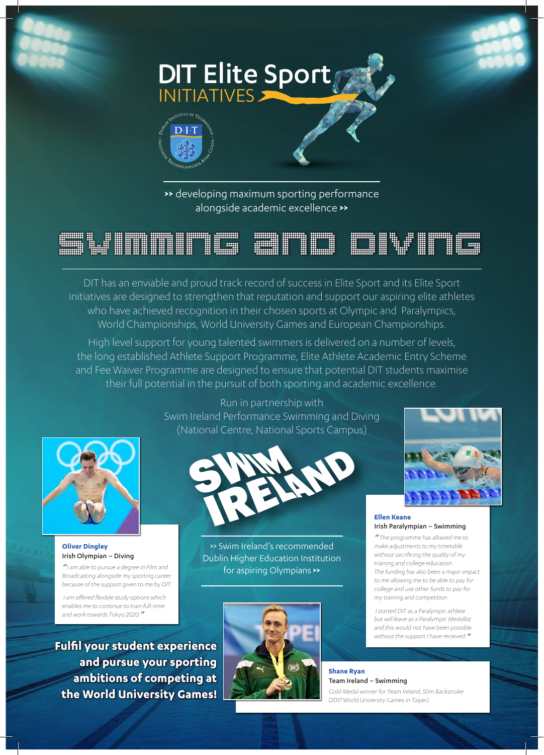# DIT Elite Sport INITIATIVES

>> developing maximum sporting performance alongside academic excellence >>

## SWIMMING AND DIVING

DIT has an enviable and proud track record of success in Elite Sport and its Elite Sport initiatives are designed to strengthen that reputation and support our aspiring elite athletes who have achieved recognition in their chosen sports at Olympic and Paralympics, World Championships, World University Games and European Championships.

High level support for young talented swimmers is delivered on a number of levels, the long established Athlete Support Programme, Elite Athlete Academic Entry Scheme and Fee Waiver Programme are designed to ensure that potential DIT students maximise their full potential in the pursuit of both sporting and academic excellence.

Run in partnership with
Swim Ireland Performance Swimming and Diving
(National Centre, National Sports Campus)

SWIM IRELAND

>> Swim Ireland's recommended Dublin Higher Education Institution for aspiring Olympians >>

**Oliver Dingley**
Irish Olympian – Diving

*"I am able to pursue a degree in Film and Broadcasting alongside my sporting career because of the support given to me by DIT.*

*I am offered flexible study options which enables me to continue to train full-time and work towards Tokyo 2020."*

**Ellen Keane**
Irish Paralympian – Swimming

*"The programme has allowed me to make adjustments to my timetable without sacrificing the quality of my training and college education. The funding has also been a major impact to me allowing me to be able to pay for college and use other funds to pay for my training and competition.*

*I started DIT as a Paralympic athlete but will leave as a Paralympic Medallist and this would not have been possible without the support I have received."*

**Fulfil your student experience and pursue your sporting ambitions of competing at the World University Games!**

**Shane Ryan**
Team Ireland – Swimming

*Gold Medal winner for Team Ireland, 50m Backstroke (2017 World University Games in Taipei)*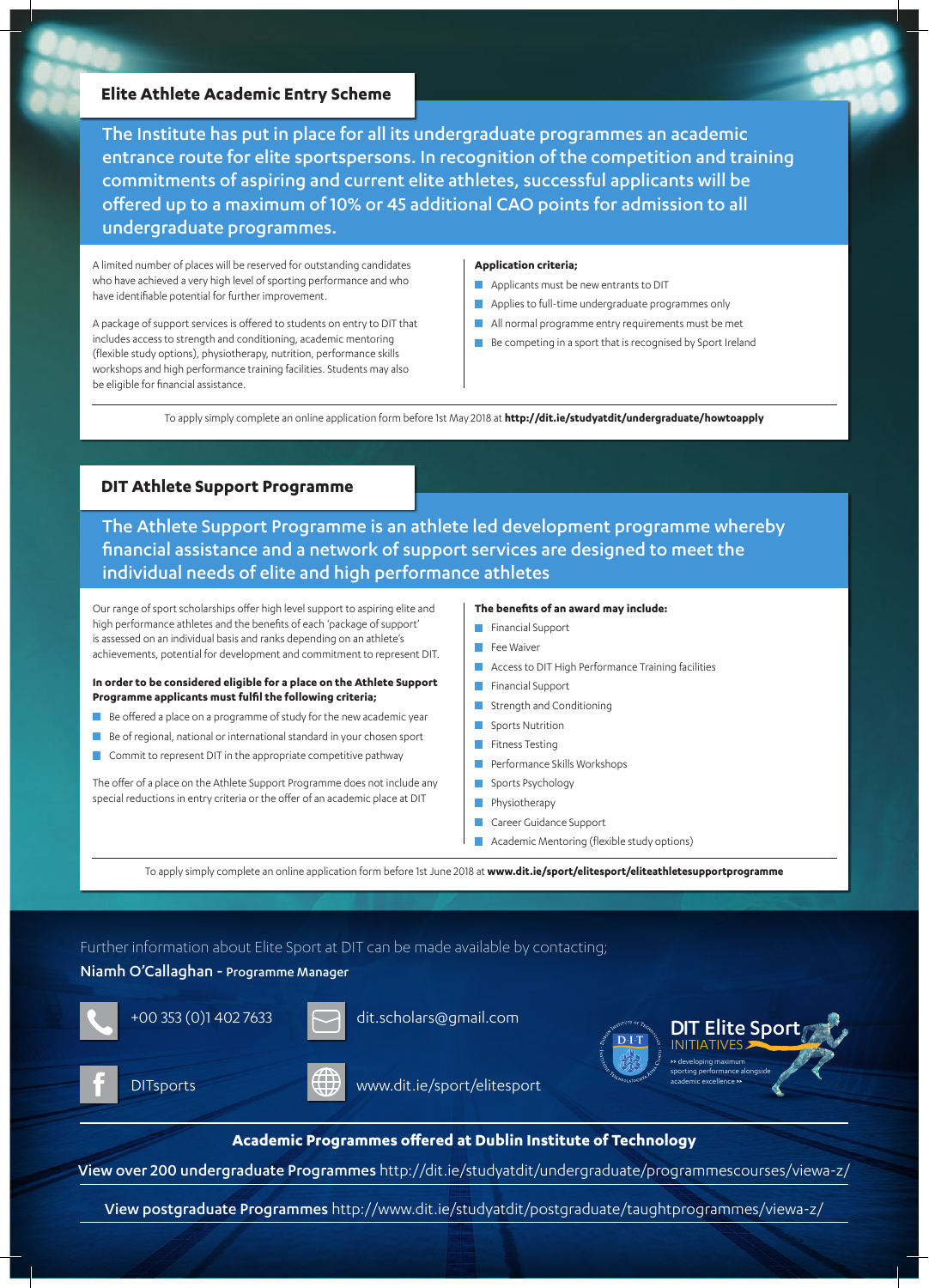## Elite Athlete Academic Entry Scheme

**The Institute has put in place for all its undergraduate programmes an academic entrance route for elite sportspersons. In recognition of the competition and training commitments of aspiring and current elite athletes, successful applicants will be offered up to a maximum of 10% or 45 additional CAO points for admission to all undergraduate programmes.**

A limited number of places will be reserved for outstanding candidates who have achieved a very high level of sporting performance and who have identifiable potential for further improvement.

A package of support services is offered to students on entry to DIT that includes access to strength and conditioning, academic mentoring (flexible study options), physiotherapy, nutrition, performance skills workshops and high performance training facilities. Students may also be eligible for financial assistance.

**Application criteria;**

- Applicants must be new entrants to DIT
- Applies to full-time undergraduate programmes only
- All normal programme entry requirements must be met
- Be competing in a sport that is recognised by Sport Ireland

To apply simply complete an online application form before 1st May 2018 at **http://dit.ie/studyatdit/undergraduate/howtoapply**

## DIT Athlete Support Programme

**The Athlete Support Programme is an athlete led development programme whereby financial assistance and a network of support services are designed to meet the individual needs of elite and high performance athletes**

Our range of sport scholarships offer high level support to aspiring elite and high performance athletes and the benefits of each 'package of support' is assessed on an individual basis and ranks depending on an athlete's achievements, potential for development and commitment to represent DIT.

**In order to be considered eligible for a place on the Athlete Support Programme applicants must fulfil the following criteria;**

- Be offered a place on a programme of study for the new academic year
- Be of regional, national or international standard in your chosen sport
- Commit to represent DIT in the appropriate competitive pathway

The offer of a place on the Athlete Support Programme does not include any special reductions in entry criteria or the offer of an academic place at DIT

**The benefits of an award may include:**

- Financial Support
- Fee Waiver
- Access to DIT High Performance Training facilities
- Financial Support
- Strength and Conditioning
- Sports Nutrition
- Fitness Testing
- Performance Skills Workshops
- Sports Psychology
- Physiotherapy
- Career Guidance Support
- Academic Mentoring (flexible study options)

To apply simply complete an online application form before 1st June 2018 at **www.dit.ie/sport/elitesport/eliteathletesupportprogramme**

Further information about Elite Sport at DIT can be made available by contacting;

**Niamh O'Callaghan** - Programme Manager

+00 353 (0)1 402 7633

dit.scholars@gmail.com

DITsports

www.dit.ie/sport/elitesport

DIT Elite Sport INITIATIVES

>> developing maximum sporting performance alongside academic excellence >>

**Academic Programmes offered at Dublin Institute of Technology**

**View over 200 undergraduate Programmes** http://dit.ie/studyatdit/undergraduate/programmescourses/viewa-z/

**View postgraduate Programmes** http://www.dit.ie/studyatdit/postgraduate/taughtprogrammes/viewa-z/